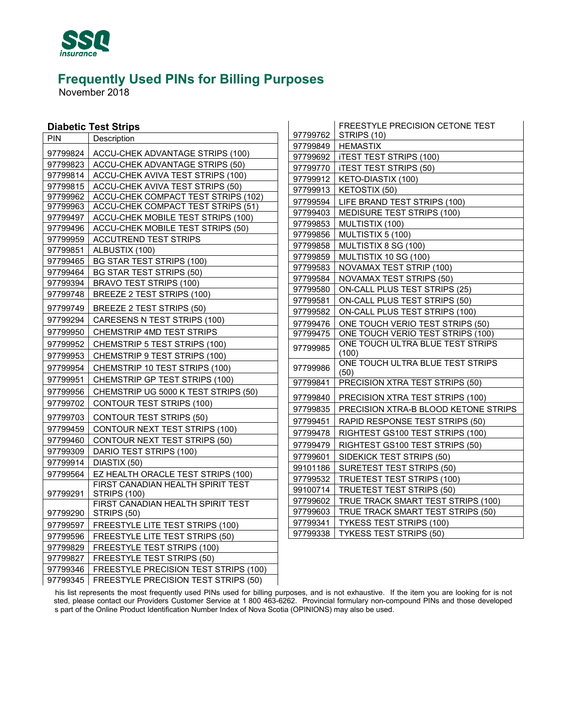# Frequently Used PINs for Billing Purposes

November 2018

### Diabetic Test Strips

| PIN | Description |
|---|---|
| 97799824 | ACCU-CHEK ADVANTAGE STRIPS (100) |
| 97799823 | ACCU-CHEK ADVANTAGE STRIPS (50) |
| 97799814 | ACCU-CHEK AVIVA TEST STRIPS (100) |
| 97799815 | ACCU-CHEK AVIVA TEST STRIPS (50) |
| 97799962 | ACCU-CHEK COMPACT TEST STRIPS (102) |
| 97799963 | ACCU-CHEK COMPACT TEST STRIPS (51) |
| 97799497 | ACCU-CHEK MOBILE TEST STRIPS (100) |
| 97799496 | ACCU-CHEK MOBILE TEST STRIPS (50) |
| 97799959 | ACCUTREND TEST STRIPS |
| 97799851 | ALBUSTIX (100) |
| 97799465 | BG STAR TEST STRIPS (100) |
| 97799464 | BG STAR TEST STRIPS (50) |
| 97799394 | BRAVO TEST STRIPS (100) |
| 97799748 | BREEZE 2 TEST STRIPS (100) |
| 97799749 | BREEZE 2 TEST STRIPS (50) |
| 97799294 | CARESENS N TEST STRIPS (100) |
| 97799950 | CHEMSTRIP 4MD TEST STRIPS |
| 97799952 | CHEMSTRIP 5 TEST STRIPS (100) |
| 97799953 | CHEMSTRIP 9 TEST STRIPS (100) |
| 97799954 | CHEMSTRIP 10 TEST STRIPS (100) |
| 97799951 | CHEMSTRIP GP TEST STRIPS (100) |
| 97799956 | CHEMSTRIP UG 5000 K TEST STRIPS (50) |
| 97799702 | CONTOUR TEST STRIPS (100) |
| 97799703 | CONTOUR TEST STRIPS (50) |
| 97799459 | CONTOUR NEXT TEST STRIPS (100) |
| 97799460 | CONTOUR NEXT TEST STRIPS (50) |
| 97799309 | DARIO TEST STRIPS (100) |
| 97799914 | DIASTIX (50) |
| 97799564 | EZ HEALTH ORACLE TEST STRIPS (100) |
| 97799291 | FIRST CANADIAN HEALTH SPIRIT TEST STRIPS (100) |
| 97799290 | FIRST CANADIAN HEALTH SPIRIT TEST STRIPS (50) |
| 97799597 | FREESTYLE LITE TEST STRIPS (100) |
| 97799596 | FREESTYLE LITE TEST STRIPS (50) |
| 97799829 | FREESTYLE TEST STRIPS (100) |
| 97799827 | FREESTYLE TEST STRIPS (50) |
| 97799346 | FREESTYLE PRECISION TEST STRIPS (100) |
| 97799345 | FREESTYLE PRECISION TEST STRIPS (50) |
| 97799762 | FREESTYLE PRECISION CETONE TEST STRIPS (10) |
| 97799849 | HEMASTIX |
| 97799692 | iTEST TEST STRIPS (100) |
| 97799770 | iTEST TEST STRIPS (50) |
| 97799912 | KETO-DIASTIX (100) |
| 97799913 | KETOSTIX (50) |
| 97799594 | LIFE BRAND TEST STRIPS (100) |
| 97799403 | MEDISURE TEST STRIPS (100) |
| 97799853 | MULTISTIX (100) |
| 97799856 | MULTISTIX 5 (100) |
| 97799858 | MULTISTIX 8 SG (100) |
| 97799859 | MULTISTIX 10 SG (100) |
| 97799583 | NOVAMAX TEST STRIP (100) |
| 97799584 | NOVAMAX TEST STRIPS (50) |
| 97799580 | ON-CALL PLUS TEST STRIPS (25) |
| 97799581 | ON-CALL PLUS TEST STRIPS (50) |
| 97799582 | ON-CALL PLUS TEST STRIPS (100) |
| 97799476 | ONE TOUCH VERIO TEST STRIPS (50) |
| 97799475 | ONE TOUCH VERIO TEST STRIPS (100) |
| 97799985 | ONE TOUCH ULTRA BLUE TEST STRIPS (100) |
| 97799986 | ONE TOUCH ULTRA BLUE TEST STRIPS (50) |
| 97799841 | PRECISION XTRA TEST STRIPS (50) |
| 97799840 | PRECISION XTRA TEST STRIPS (100) |
| 97799835 | PRECISION XTRA-B BLOOD KETONE STRIPS |
| 97799451 | RAPID RESPONSE TEST STRIPS (50) |
| 97799478 | RIGHTEST GS100 TEST STRIPS (100) |
| 97799479 | RIGHTEST GS100 TEST STRIPS (50) |
| 97799601 | SIDEKICK TEST STRIPS (50) |
| 99101186 | SURETEST TEST STRIPS (50) |
| 97799532 | TRUETEST TEST STRIPS (100) |
| 99100714 | TRUETEST TEST STRIPS (50) |
| 97799602 | TRUE TRACK SMART TEST STRIPS (100) |
| 97799603 | TRUE TRACK SMART TEST STRIPS (50) |
| 97799341 | TYKESS TEST STRIPS (100) |
| 97799338 | TYKESS TEST STRIPS (50) |

his list represents the most frequently used PINs used for billing purposes, and is not exhaustive. If the item you are looking for is not sted, please contact our Providers Customer Service at 1 800 463-6262. Provincial formulary non-compound PINs and those developed s part of the Online Product Identification Number Index of Nova Scotia (OPINIONS) may also be used.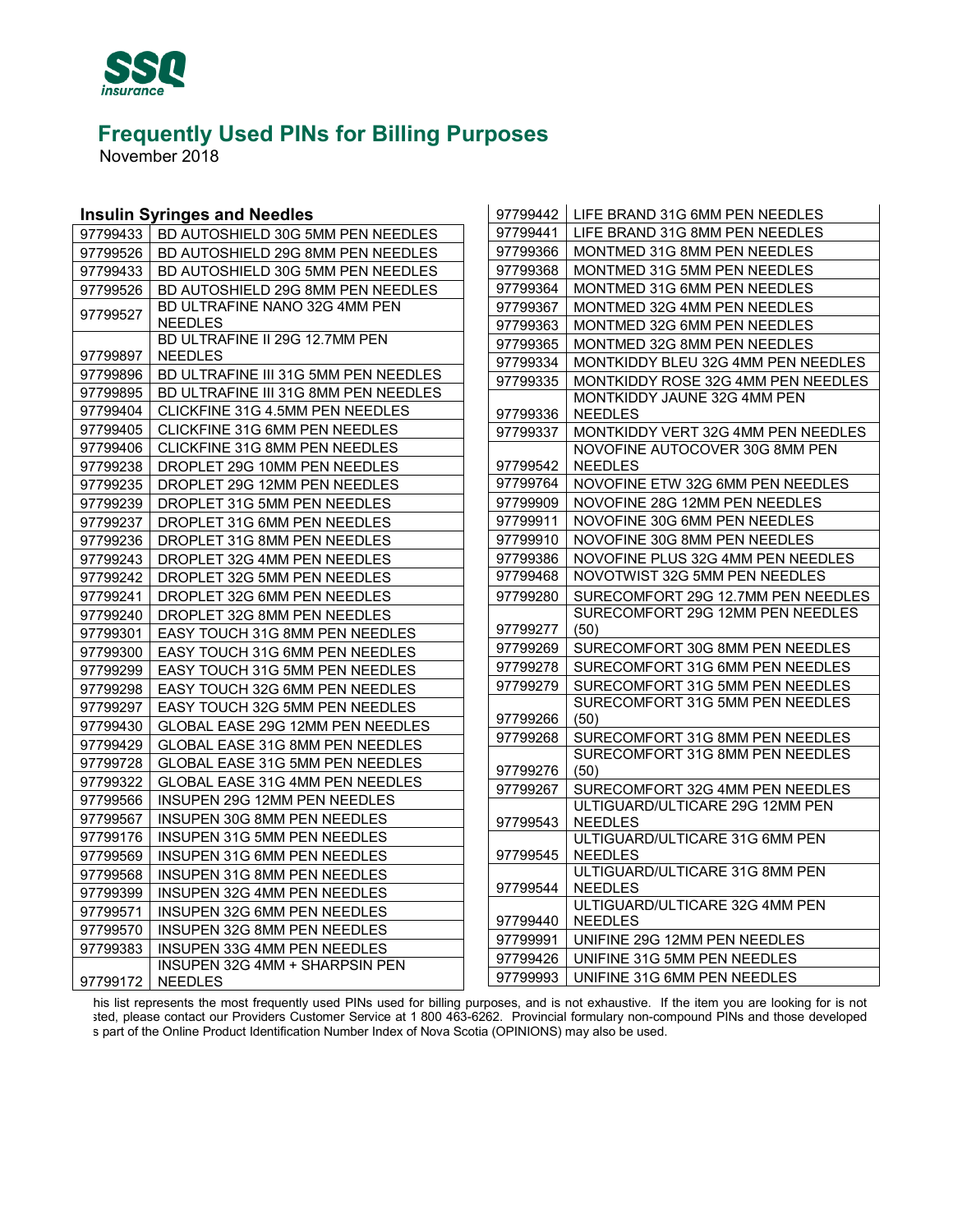# Frequently Used PINs for Billing Purposes

November 2018

### Insulin Syringes and Needles

| PIN | Description |
|---|---|
| 97799433 | BD AUTOSHIELD 30G 5MM PEN NEEDLES |
| 97799526 | BD AUTOSHIELD 29G 8MM PEN NEEDLES |
| 97799433 | BD AUTOSHIELD 30G 5MM PEN NEEDLES |
| 97799526 | BD AUTOSHIELD 29G 8MM PEN NEEDLES |
| 97799527 | BD ULTRAFINE NANO 32G 4MM PEN NEEDLES |
| 97799897 | BD ULTRAFINE II 29G 12.7MM PEN NEEDLES |
| 97799896 | BD ULTRAFINE III 31G 5MM PEN NEEDLES |
| 97799895 | BD ULTRAFINE III 31G 8MM PEN NEEDLES |
| 97799404 | CLICKFINE 31G 4.5MM PEN NEEDLES |
| 97799405 | CLICKFINE 31G 6MM PEN NEEDLES |
| 97799406 | CLICKFINE 31G 8MM PEN NEEDLES |
| 97799238 | DROPLET 29G 10MM PEN NEEDLES |
| 97799235 | DROPLET 29G 12MM PEN NEEDLES |
| 97799239 | DROPLET 31G 5MM PEN NEEDLES |
| 97799237 | DROPLET 31G 6MM PEN NEEDLES |
| 97799236 | DROPLET 31G 8MM PEN NEEDLES |
| 97799243 | DROPLET 32G 4MM PEN NEEDLES |
| 97799242 | DROPLET 32G 5MM PEN NEEDLES |
| 97799241 | DROPLET 32G 6MM PEN NEEDLES |
| 97799240 | DROPLET 32G 8MM PEN NEEDLES |
| 97799301 | EASY TOUCH 31G 8MM PEN NEEDLES |
| 97799300 | EASY TOUCH 31G 6MM PEN NEEDLES |
| 97799299 | EASY TOUCH 31G 5MM PEN NEEDLES |
| 97799298 | EASY TOUCH 32G 6MM PEN NEEDLES |
| 97799297 | EASY TOUCH 32G 5MM PEN NEEDLES |
| 97799430 | GLOBAL EASE 29G 12MM PEN NEEDLES |
| 97799429 | GLOBAL EASE 31G 8MM PEN NEEDLES |
| 97799728 | GLOBAL EASE 31G 5MM PEN NEEDLES |
| 97799322 | GLOBAL EASE 31G 4MM PEN NEEDLES |
| 97799566 | INSUPEN 29G 12MM PEN NEEDLES |
| 97799567 | INSUPEN 30G 8MM PEN NEEDLES |
| 97799176 | INSUPEN 31G 5MM PEN NEEDLES |
| 97799569 | INSUPEN 31G 6MM PEN NEEDLES |
| 97799568 | INSUPEN 31G 8MM PEN NEEDLES |
| 97799399 | INSUPEN 32G 4MM PEN NEEDLES |
| 97799571 | INSUPEN 32G 6MM PEN NEEDLES |
| 97799570 | INSUPEN 32G 8MM PEN NEEDLES |
| 97799383 | INSUPEN 33G 4MM PEN NEEDLES |
| 97799172 | INSUPEN 32G 4MM + SHARPSIN PEN NEEDLES |
| 97799442 | LIFE BRAND 31G 6MM PEN NEEDLES |
| 97799441 | LIFE BRAND 31G 8MM PEN NEEDLES |
| 97799366 | MONTMED 31G 8MM PEN NEEDLES |
| 97799368 | MONTMED 31G 5MM PEN NEEDLES |
| 97799364 | MONTMED 31G 6MM PEN NEEDLES |
| 97799367 | MONTMED 32G 4MM PEN NEEDLES |
| 97799363 | MONTMED 32G 6MM PEN NEEDLES |
| 97799365 | MONTMED 32G 8MM PEN NEEDLES |
| 97799334 | MONTKIDDY BLEU 32G 4MM PEN NEEDLES |
| 97799335 | MONTKIDDY ROSE 32G 4MM PEN NEEDLES |
| 97799336 | MONTKIDDY JAUNE 32G 4MM PEN NEEDLES |
| 97799337 | MONTKIDDY VERT 32G 4MM PEN NEEDLES |
| 97799542 | NOVOFINE AUTOCOVER 30G 8MM PEN NEEDLES |
| 97799764 | NOVOFINE ETW 32G 6MM PEN NEEDLES |
| 97799909 | NOVOFINE 28G 12MM PEN NEEDLES |
| 97799911 | NOVOFINE 30G 6MM PEN NEEDLES |
| 97799910 | NOVOFINE 30G 8MM PEN NEEDLES |
| 97799386 | NOVOFINE PLUS 32G 4MM PEN NEEDLES |
| 97799468 | NOVOTWIST 32G 5MM PEN NEEDLES |
| 97799280 | SURECOMFORT 29G 12.7MM PEN NEEDLES |
| 97799277 | SURECOMFORT 29G 12MM PEN NEEDLES (50) |
| 97799269 | SURECOMFORT 30G 8MM PEN NEEDLES |
| 97799278 | SURECOMFORT 31G 6MM PEN NEEDLES |
| 97799279 | SURECOMFORT 31G 5MM PEN NEEDLES |
| 97799266 | SURECOMFORT 31G 5MM PEN NEEDLES (50) |
| 97799268 | SURECOMFORT 31G 8MM PEN NEEDLES |
| 97799276 | SURECOMFORT 31G 8MM PEN NEEDLES (50) |
| 97799267 | SURECOMFORT 32G 4MM PEN NEEDLES |
| 97799543 | ULTIGUARD/ULTICARE 29G 12MM PEN NEEDLES |
| 97799545 | ULTIGUARD/ULTICARE 31G 6MM PEN NEEDLES |
| 97799544 | ULTIGUARD/ULTICARE 31G 8MM PEN NEEDLES |
| 97799440 | ULTIGUARD/ULTICARE 32G 4MM PEN NEEDLES |
| 97799991 | UNIFINE 29G 12MM PEN NEEDLES |
| 97799426 | UNIFINE 31G 5MM PEN NEEDLES |
| 97799993 | UNIFINE 31G 6MM PEN NEEDLES |

his list represents the most frequently used PINs used for billing purposes, and is not exhaustive. If the item you are looking for is not sted, please contact our Providers Customer Service at 1 800 463-6262. Provincial formulary non-compound PINs and those developed s part of the Online Product Identification Number Index of Nova Scotia (OPINIONS) may also be used.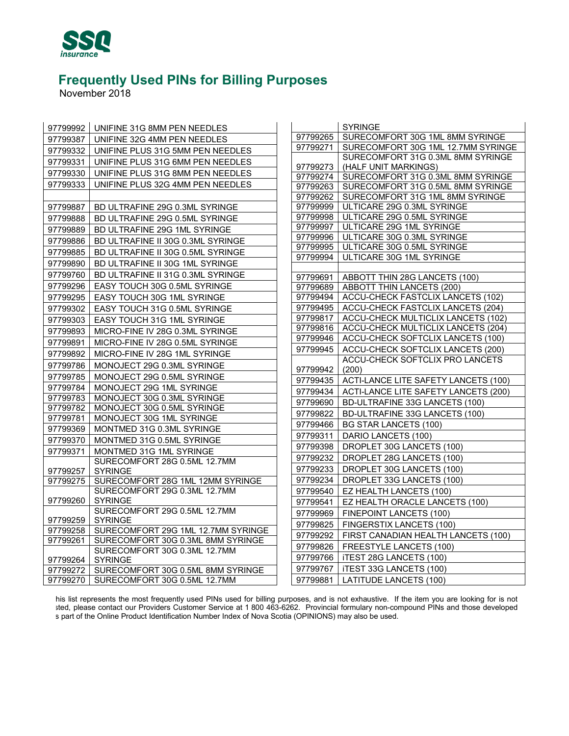# Frequently Used PINs for Billing Purposes

November 2018

| | |
|---|---|
| 97799992 | UNIFINE 31G 8MM PEN NEEDLES |
| 97799387 | UNIFINE 32G 4MM PEN NEEDLES |
| 97799332 | UNIFINE PLUS 31G 5MM PEN NEEDLES |
| 97799331 | UNIFINE PLUS 31G 6MM PEN NEEDLES |
| 97799330 | UNIFINE PLUS 31G 8MM PEN NEEDLES |
| 97799333 | UNIFINE PLUS 32G 4MM PEN NEEDLES |
| | |
| 97799887 | BD ULTRAFINE 29G 0.3ML SYRINGE |
| 97799888 | BD ULTRAFINE 29G 0.5ML SYRINGE |
| 97799889 | BD ULTRAFINE 29G 1ML SYRINGE |
| 97799886 | BD ULTRAFINE II 30G 0.3ML SYRINGE |
| 97799885 | BD ULTRAFINE II 30G 0.5ML SYRINGE |
| 97799890 | BD ULTRAFINE II 30G 1ML SYRINGE |
| 97799760 | BD ULTRAFINE II 31G 0.3ML SYRINGE |
| 97799296 | EASY TOUCH 30G 0.5ML SYRINGE |
| 97799295 | EASY TOUCH 30G 1ML SYRINGE |
| 97799302 | EASY TOUCH 31G 0.5ML SYRINGE |
| 97799303 | EASY TOUCH 31G 1ML SYRINGE |
| 97799893 | MICRO-FINE IV 28G 0.3ML SYRINGE |
| 97799891 | MICRO-FINE IV 28G 0.5ML SYRINGE |
| 97799892 | MICRO-FINE IV 28G 1ML SYRINGE |
| 97799786 | MONOJECT 29G 0.3ML SYRINGE |
| 97799785 | MONOJECT 29G 0.5ML SYRINGE |
| 97799784 | MONOJECT 29G 1ML SYRINGE |
| 97799783 | MONOJECT 30G 0.3ML SYRINGE |
| 97799782 | MONOJECT 30G 0.5ML SYRINGE |
| 97799781 | MONOJECT 30G 1ML SYRINGE |
| 97799369 | MONTMED 31G 0.3ML SYRINGE |
| 97799370 | MONTMED 31G 0.5ML SYRINGE |
| 97799371 | MONTMED 31G 1ML SYRINGE |
| 97799257 | SURECOMFORT 28G 0.5ML 12.7MM SYRINGE |
| 97799275 | SURECOMFORT 28G 1ML 12MM SYRINGE |
| 97799260 | SURECOMFORT 29G 0.3ML 12.7MM SYRINGE |
| 97799259 | SURECOMFORT 29G 0.5ML 12.7MM SYRINGE |
| 97799258 | SURECOMFORT 29G 1ML 12.7MM SYRINGE |
| 97799261 | SURECOMFORT 30G 0.3ML 8MM SYRINGE |
| 97799264 | SURECOMFORT 30G 0.3ML 12.7MM SYRINGE |
| 97799272 | SURECOMFORT 30G 0.5ML 8MM SYRINGE |
| 97799270 | SURECOMFORT 30G 0.5ML 12.7MM SYRINGE |
| 97799265 | SURECOMFORT 30G 1ML 8MM SYRINGE |
| 97799271 | SURECOMFORT 30G 1ML 12.7MM SYRINGE |
| 97799273 | SURECOMFORT 31G 0.3ML 8MM SYRINGE (HALF UNIT MARKINGS) |
| 97799274 | SURECOMFORT 31G 0.3ML 8MM SYRINGE |
| 97799263 | SURECOMFORT 31G 0.5ML 8MM SYRINGE |
| 97799262 | SURECOMFORT 31G 1ML 8MM SYRINGE |
| 97799999 | ULTICARE 29G 0.3ML SYRINGE |
| 97799998 | ULTICARE 29G 0.5ML SYRINGE |
| 97799997 | ULTICARE 29G 1ML SYRINGE |
| 97799996 | ULTICARE 30G 0.3ML SYRINGE |
| 97799995 | ULTICARE 30G 0.5ML SYRINGE |
| 97799994 | ULTICARE 30G 1ML SYRINGE |
| | |
| 97799691 | ABBOTT THIN 28G LANCETS (100) |
| 97799689 | ABBOTT THIN LANCETS (200) |
| 97799494 | ACCU-CHECK FASTCLIX LANCETS (102) |
| 97799495 | ACCU-CHECK FASTCLIX LANCETS (204) |
| 97799817 | ACCU-CHECK MULTICLIX LANCETS (102) |
| 97799816 | ACCU-CHECK MULTICLIX LANCETS (204) |
| 97799946 | ACCU-CHECK SOFTCLIX LANCETS (100) |
| 97799945 | ACCU-CHECK SOFTCLIX LANCETS (200) |
| 97799942 | ACCU-CHECK SOFTCLIX PRO LANCETS (200) |
| 97799435 | ACTI-LANCE LITE SAFETY LANCETS (100) |
| 97799434 | ACTI-LANCE LITE SAFETY LANCETS (200) |
| 97799690 | BD-ULTRAFINE 33G LANCETS (100) |
| 97799822 | BD-ULTRAFINE 33G LANCETS (100) |
| 97799466 | BG STAR LANCETS (100) |
| 97799311 | DARIO LANCETS (100) |
| 97799398 | DROPLET 30G LANCETS (100) |
| 97799232 | DROPLET 28G LANCETS (100) |
| 97799233 | DROPLET 30G LANCETS (100) |
| 97799234 | DROPLET 33G LANCETS (100) |
| 97799540 | EZ HEALTH LANCETS (100) |
| 97799541 | EZ HEALTH ORACLE LANCETS (100) |
| 97799969 | FINEPOINT LANCETS (100) |
| 97799825 | FINGERSTIX LANCETS (100) |
| 97799292 | FIRST CANADIAN HEALTH LANCETS (100) |
| 97799826 | FREESTYLE LANCETS (100) |
| 97799766 | iTEST 28G LANCETS (100) |
| 97799767 | iTEST 33G LANCETS (100) |
| 97799881 | LATITUDE LANCETS (100) |

his list represents the most frequently used PINs used for billing purposes, and is not exhaustive. If the item you are looking for is not sted, please contact our Providers Customer Service at 1 800 463-6262. Provincial formulary non-compound PINs and those developed s part of the Online Product Identification Number Index of Nova Scotia (OPINIONS) may also be used.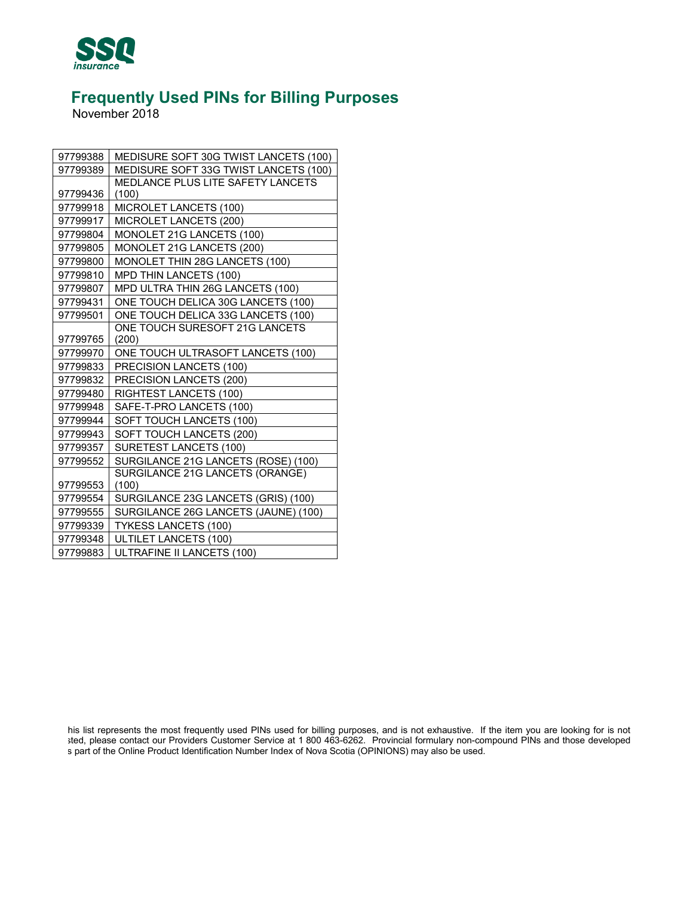# Frequently Used PINs for Billing Purposes

November 2018

| | |
|---|---|
| 97799388 | MEDISURE SOFT 30G TWIST LANCETS (100) |
| 97799389 | MEDISURE SOFT 33G TWIST LANCETS (100) |
| 97799436 | MEDLANCE PLUS LITE SAFETY LANCETS (100) |
| 97799918 | MICROLET LANCETS (100) |
| 97799917 | MICROLET LANCETS (200) |
| 97799804 | MONOLET 21G LANCETS (100) |
| 97799805 | MONOLET 21G LANCETS (200) |
| 97799800 | MONOLET THIN 28G LANCETS (100) |
| 97799810 | MPD THIN LANCETS (100) |
| 97799807 | MPD ULTRA THIN 26G LANCETS (100) |
| 97799431 | ONE TOUCH DELICA 30G LANCETS (100) |
| 97799501 | ONE TOUCH DELICA 33G LANCETS (100) |
| 97799765 | ONE TOUCH SURESOFT 21G LANCETS (200) |
| 97799970 | ONE TOUCH ULTRASOFT LANCETS (100) |
| 97799833 | PRECISION LANCETS (100) |
| 97799832 | PRECISION LANCETS (200) |
| 97799480 | RIGHTEST LANCETS (100) |
| 97799948 | SAFE-T-PRO LANCETS (100) |
| 97799944 | SOFT TOUCH LANCETS (100) |
| 97799943 | SOFT TOUCH LANCETS (200) |
| 97799357 | SURETEST LANCETS (100) |
| 97799552 | SURGILANCE 21G LANCETS (ROSE) (100) |
| 97799553 | SURGILANCE 21G LANCETS (ORANGE) (100) |
| 97799554 | SURGILANCE 23G LANCETS (GRIS) (100) |
| 97799555 | SURGILANCE 26G LANCETS (JAUNE) (100) |
| 97799339 | TYKESS LANCETS (100) |
| 97799348 | ULTILET LANCETS (100) |
| 97799883 | ULTRAFINE II LANCETS (100) |

his list represents the most frequently used PINs used for billing purposes, and is not exhaustive. If the item you are looking for is not sted, please contact our Providers Customer Service at 1 800 463-6262. Provincial formulary non-compound PINs and those developed s part of the Online Product Identification Number Index of Nova Scotia (OPINIONS) may also be used.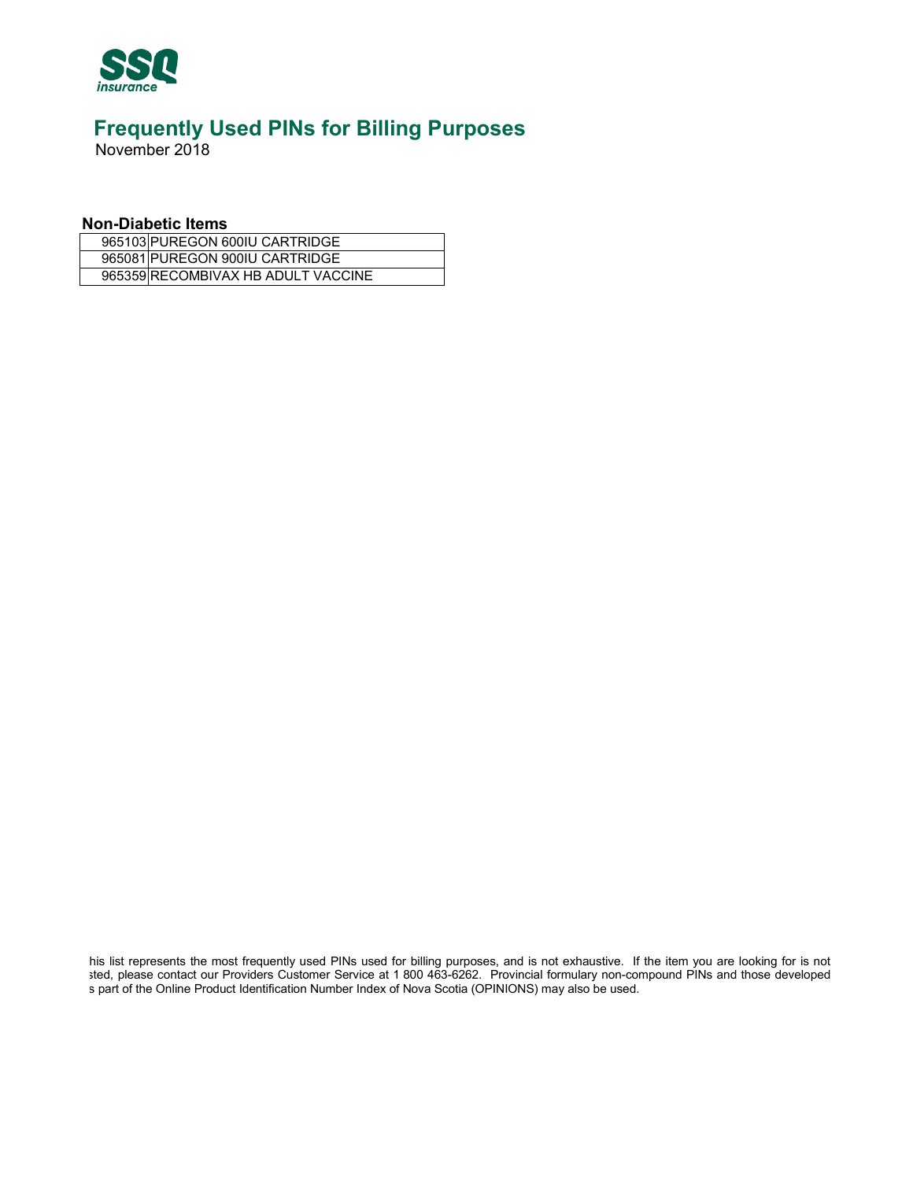SSQ insurance

# Frequently Used PINs for Billing Purposes

November 2018

### Non-Diabetic Items

| | |
|---|---|
| 965103 | PUREGON 600IU CARTRIDGE |
| 965081 | PUREGON 900IU CARTRIDGE |
| 965359 | RECOMBIVAX HB ADULT VACCINE |

his list represents the most frequently used PINs used for billing purposes, and is not exhaustive. If the item you are looking for is not sted, please contact our Providers Customer Service at 1 800 463-6262. Provincial formulary non-compound PINs and those developed s part of the Online Product Identification Number Index of Nova Scotia (OPINIONS) may also be used.